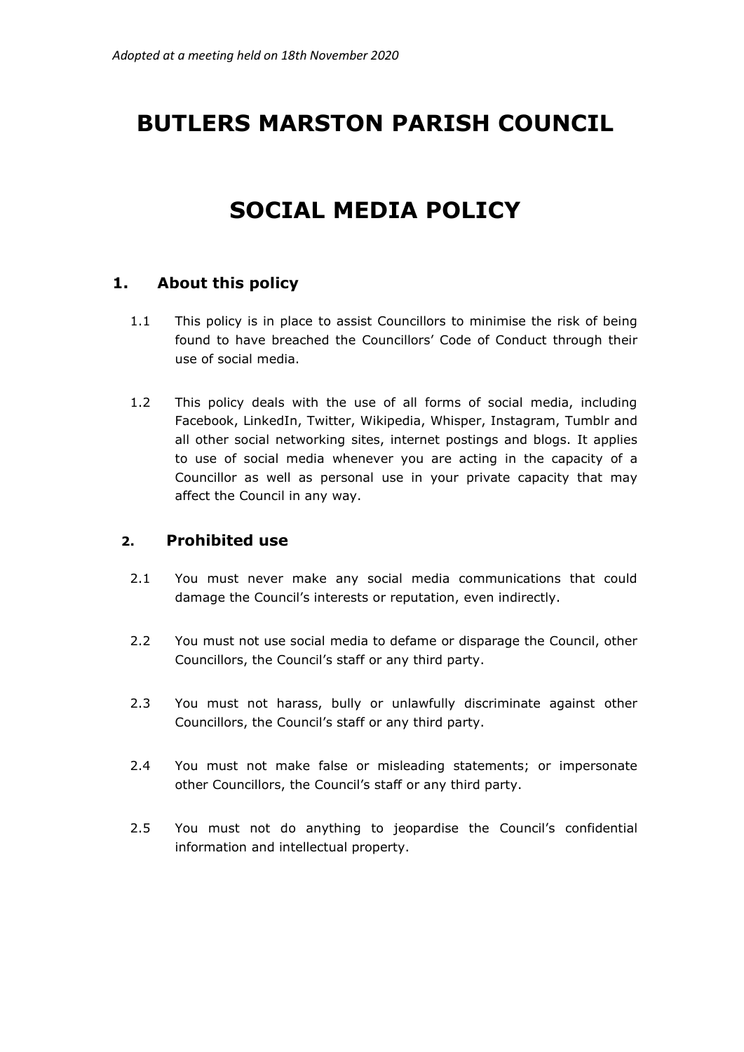*Adopted at a meeting held on 18th November 2020*

# BUTLERS MARSTON PARISH COUNCIL

# SOCIAL MEDIA POLICY

## 1. About this policy

1.1 This policy is in place to assist Councillors to minimise the risk of being found to have breached the Councillors' Code of Conduct through their use of social media.

1.2 This policy deals with the use of all forms of social media, including Facebook, LinkedIn, Twitter, Wikipedia, Whisper, Instagram, Tumblr and all other social networking sites, internet postings and blogs. It applies to use of social media whenever you are acting in the capacity of a Councillor as well as personal use in your private capacity that may affect the Council in any way.

## 2. Prohibited use

2.1 You must never make any social media communications that could damage the Council's interests or reputation, even indirectly.

2.2 You must not use social media to defame or disparage the Council, other Councillors, the Council's staff or any third party.

2.3 You must not harass, bully or unlawfully discriminate against other Councillors, the Council's staff or any third party.

2.4 You must not make false or misleading statements; or impersonate other Councillors, the Council's staff or any third party.

2.5 You must not do anything to jeopardise the Council's confidential information and intellectual property.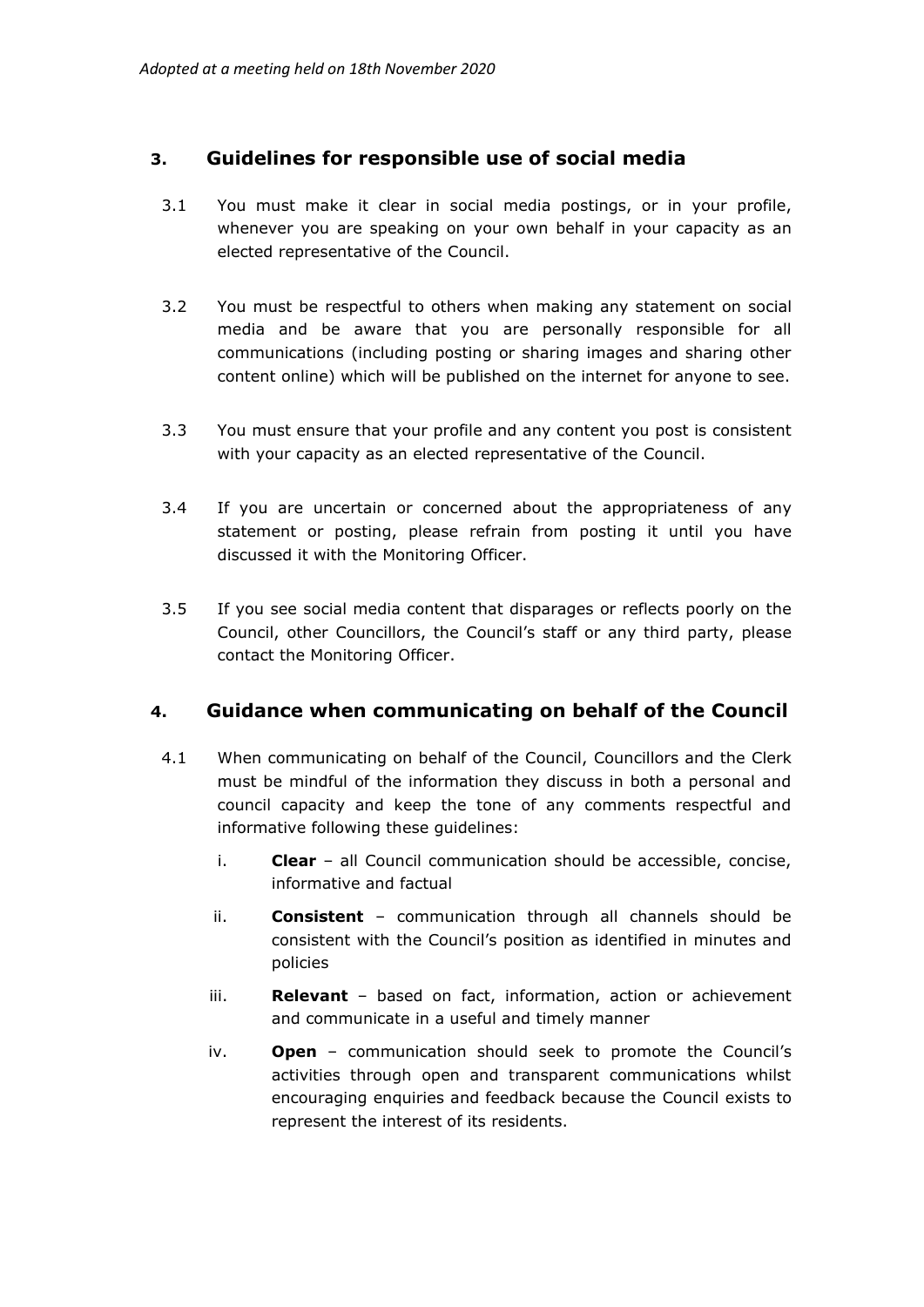## 3. Guidelines for responsible use of social media

3.1 You must make it clear in social media postings, or in your profile, whenever you are speaking on your own behalf in your capacity as an elected representative of the Council.

3.2 You must be respectful to others when making any statement on social media and be aware that you are personally responsible for all communications (including posting or sharing images and sharing other content online) which will be published on the internet for anyone to see.

3.3 You must ensure that your profile and any content you post is consistent with your capacity as an elected representative of the Council.

3.4 If you are uncertain or concerned about the appropriateness of any statement or posting, please refrain from posting it until you have discussed it with the Monitoring Officer.

3.5 If you see social media content that disparages or reflects poorly on the Council, other Councillors, the Council's staff or any third party, please contact the Monitoring Officer.

## 4. Guidance when communicating on behalf of the Council

4.1 When communicating on behalf of the Council, Councillors and the Clerk must be mindful of the information they discuss in both a personal and council capacity and keep the tone of any comments respectful and informative following these guidelines:

i. **Clear** – all Council communication should be accessible, concise, informative and factual

ii. **Consistent** – communication through all channels should be consistent with the Council's position as identified in minutes and policies

iii. **Relevant** – based on fact, information, action or achievement and communicate in a useful and timely manner

iv. **Open** – communication should seek to promote the Council's activities through open and transparent communications whilst encouraging enquiries and feedback because the Council exists to represent the interest of its residents.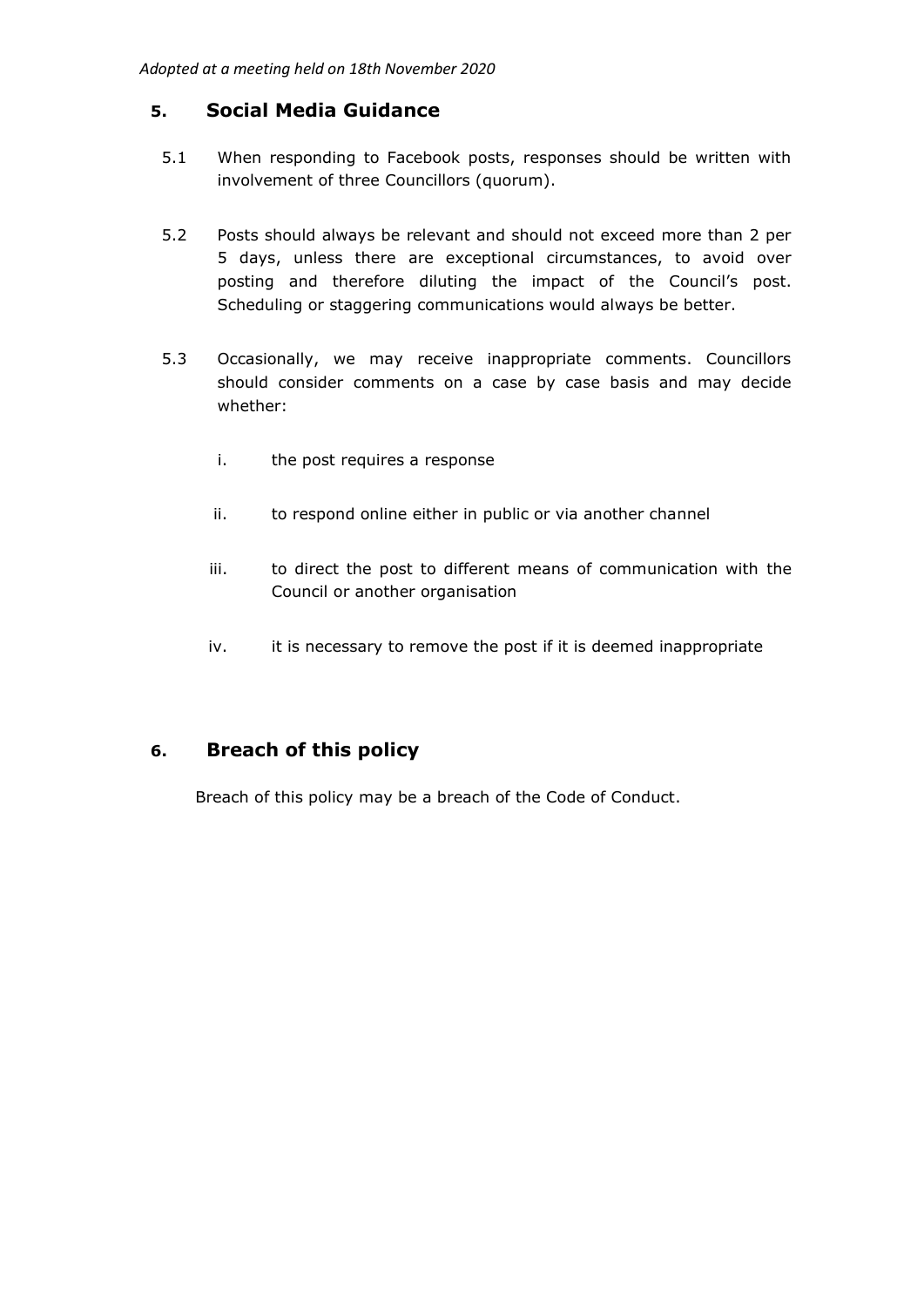## 5. Social Media Guidance

5.1 When responding to Facebook posts, responses should be written with involvement of three Councillors (quorum).

5.2 Posts should always be relevant and should not exceed more than 2 per 5 days, unless there are exceptional circumstances, to avoid over posting and therefore diluting the impact of the Council's post. Scheduling or staggering communications would always be better.

5.3 Occasionally, we may receive inappropriate comments. Councillors should consider comments on a case by case basis and may decide whether:

i. the post requires a response

ii. to respond online either in public or via another channel

iii. to direct the post to different means of communication with the Council or another organisation

iv. it is necessary to remove the post if it is deemed inappropriate

## 6. Breach of this policy

Breach of this policy may be a breach of the Code of Conduct.